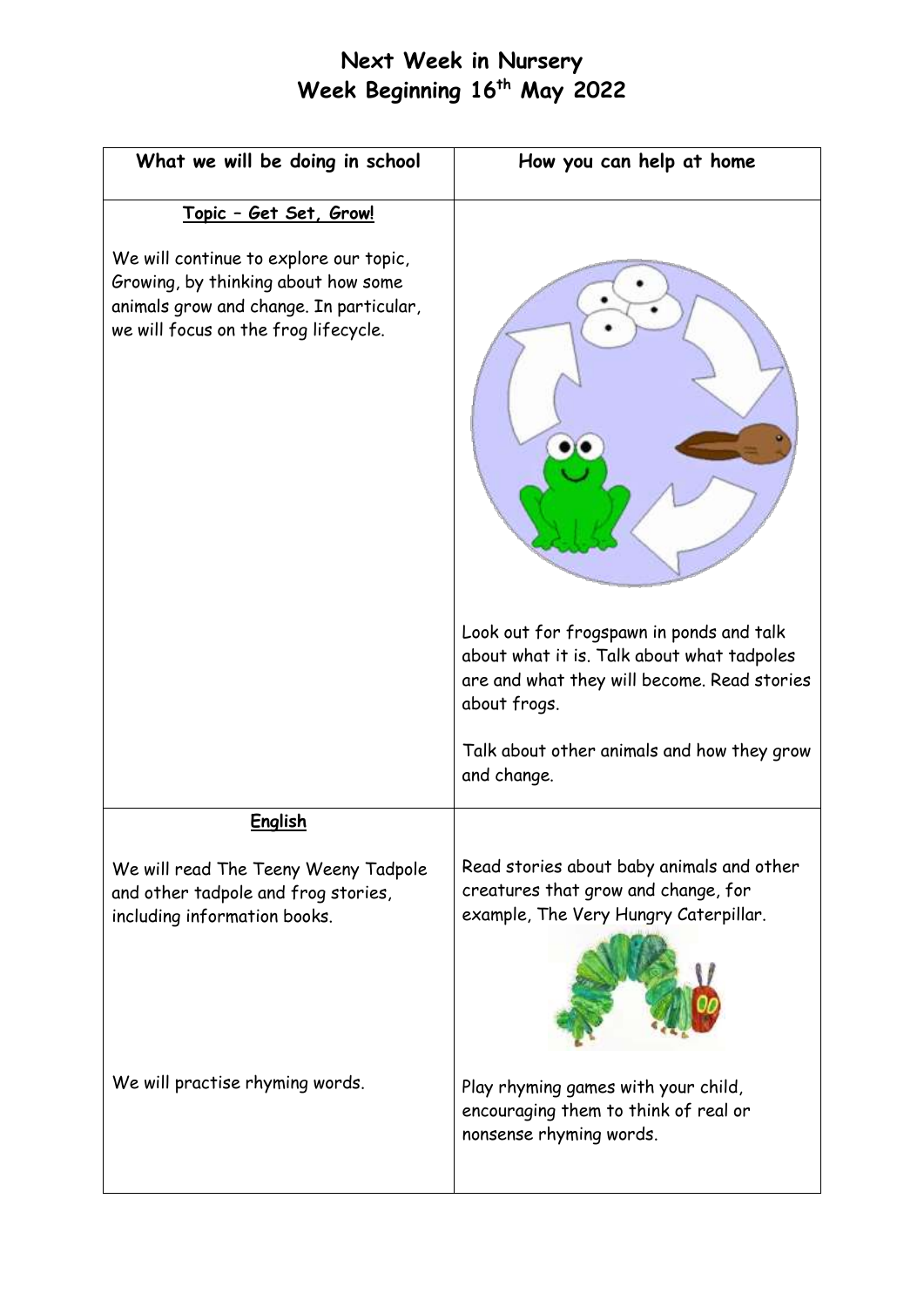# Next Week in Nursery
# Week Beginning 16th May 2022

| What we will be doing in school | How you can help at home |
|---|---|
| **Topic – Get Set, Grow!**<br><br>We will continue to explore our topic, Growing, by thinking about how some animals grow and change. In particular, we will focus on the frog lifecycle. | Look out for frogspawn in ponds and talk about what it is. Talk about what tadpoles are and what they will become. Read stories about frogs.<br><br>Talk about other animals and how they grow and change. |
| **English**<br><br>We will read The Teeny Weeny Tadpole and other tadpole and frog stories, including information books.<br><br>We will practise rhyming words. | Read stories about baby animals and other creatures that grow and change, for example, The Very Hungry Caterpillar.<br><br>Play rhyming games with your child, encouraging them to think of real or nonsense rhyming words. |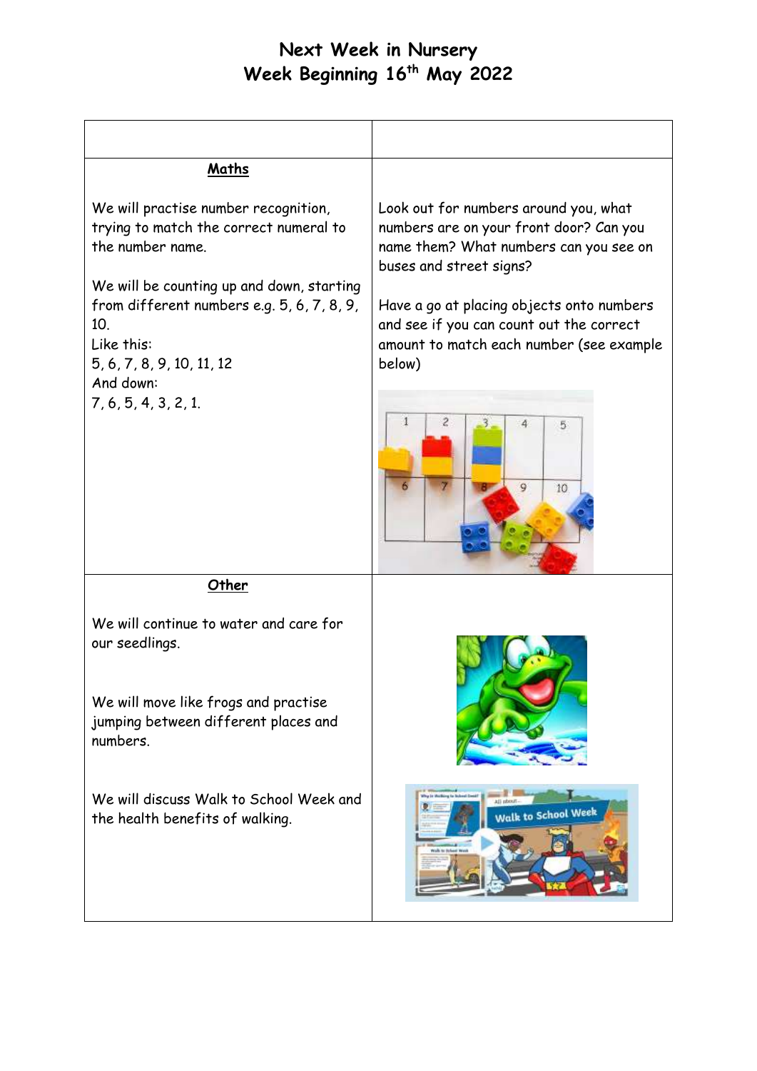# Next Week in Nursery
## Week Beginning 16th May 2022

| | |
|---|---|
| **Maths**<br><br>We will practise number recognition, trying to match the correct numeral to the number name.<br><br>We will be counting up and down, starting from different numbers e.g. 5, 6, 7, 8, 9, 10.<br>Like this:<br>5, 6, 7, 8, 9, 10, 11, 12<br>And down:<br>7, 6, 5, 4, 3, 2, 1. | Look out for numbers around you, what numbers are on your front door? Can you name them? What numbers can you see on buses and street signs?<br><br>Have a go at placing objects onto numbers and see if you can count out the correct amount to match each number (see example below) |
| **Other**<br><br>We will continue to water and care for our seedlings.<br><br>We will move like frogs and practise jumping between different places and numbers.<br><br>We will discuss Walk to School Week and the health benefits of walking. | |